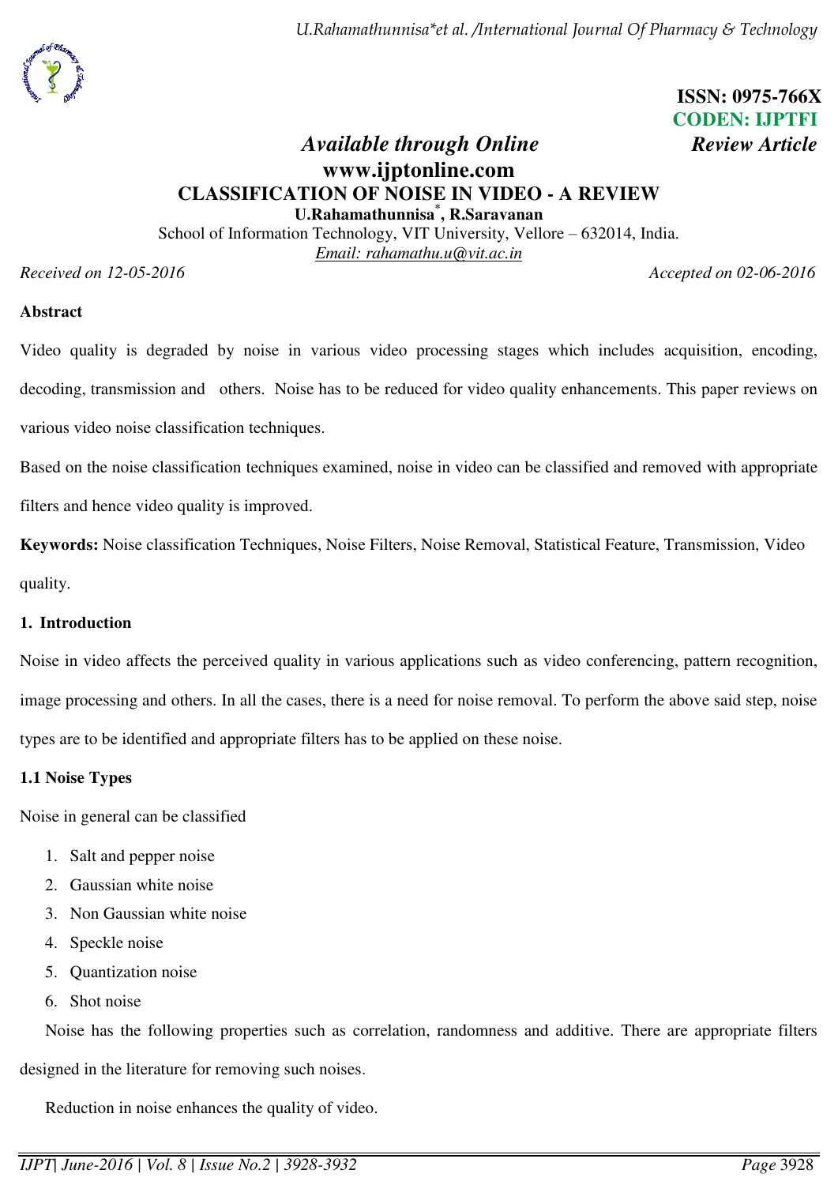**ISSN: 0975-766X**
**CODEN: IJPTFI**

*Available through Online* *Review Article*

**www.ijptonline.com**

# CLASSIFICATION OF NOISE IN VIDEO - A REVIEW

**U.Rahamathunnisa[*], R.Saravanan**

School of Information Technology, VIT University, Vellore – 632014, India.

Email: rahamathu.u@vit.ac.in

*Received on 12-05-2016* *Accepted on 02-06-2016*

## Abstract

Video quality is degraded by noise in various video processing stages which includes acquisition, encoding, decoding, transmission and others. Noise has to be reduced for video quality enhancements. This paper reviews on various video noise classification techniques.

Based on the noise classification techniques examined, noise in video can be classified and removed with appropriate filters and hence video quality is improved.

**Keywords:** Noise classification Techniques, Noise Filters, Noise Removal, Statistical Feature, Transmission, Video quality.

## 1. Introduction

Noise in video affects the perceived quality in various applications such as video conferencing, pattern recognition, image processing and others. In all the cases, there is a need for noise removal. To perform the above said step, noise types are to be identified and appropriate filters has to be applied on these noise.

### 1.1 Noise Types

Noise in general can be classified

1. Salt and pepper noise
2. Gaussian white noise
3. Non Gaussian white noise
4. Speckle noise
5. Quantization noise
6. Shot noise

Noise has the following properties such as correlation, randomness and additive. There are appropriate filters designed in the literature for removing such noises.

Reduction in noise enhances the quality of video.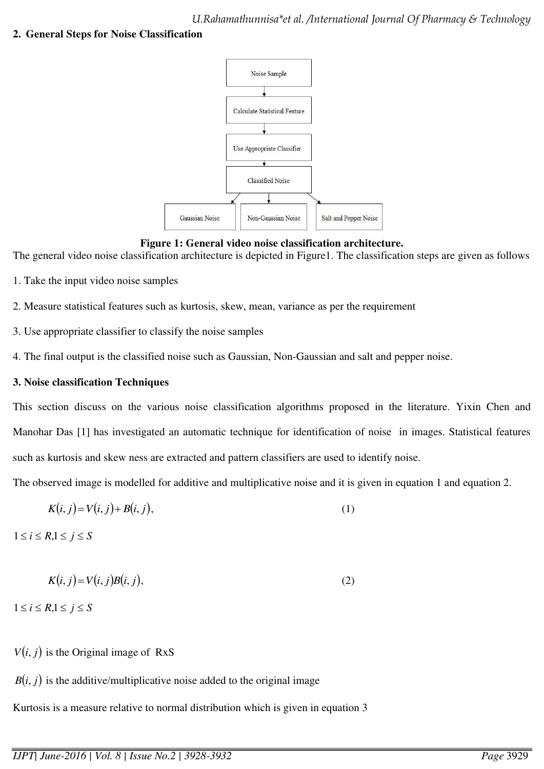## 2. General Steps for Noise Classification

**Figure 1: General video noise classification architecture.**

The general video noise classification architecture is depicted in Figure1. The classification steps are given as follows

1. Take the input video noise samples
2. Measure statistical features such as kurtosis, skew, mean, variance as per the requirement
3. Use appropriate classifier to classify the noise samples
4. The final output is the classified noise such as Gaussian, Non-Gaussian and salt and pepper noise.

## 3. Noise classification Techniques

This section discuss on the various noise classification algorithms proposed in the literature. Yixin Chen and Manohar Das [1] has investigated an automatic technique for identification of noise in images. Statistical features such as kurtosis and skew ness are extracted and pattern classifiers are used to identify noise.

The observed image is modelled for additive and multiplicative noise and it is given in equation 1 and equation 2.

$$K(i,j) = V(i,j) + B(i,j), \tag{1}$$

$1 \le i \le R, 1 \le j \le S$

$$K(i,j) = V(i,j)B(i,j), \tag{2}$$

$1 \le i \le R, 1 \le j \le S$

$V(i,j)$ is the Original image of RxS

$B(i,j)$ is the additive/multiplicative noise added to the original image

Kurtosis is a measure relative to normal distribution which is given in equation 3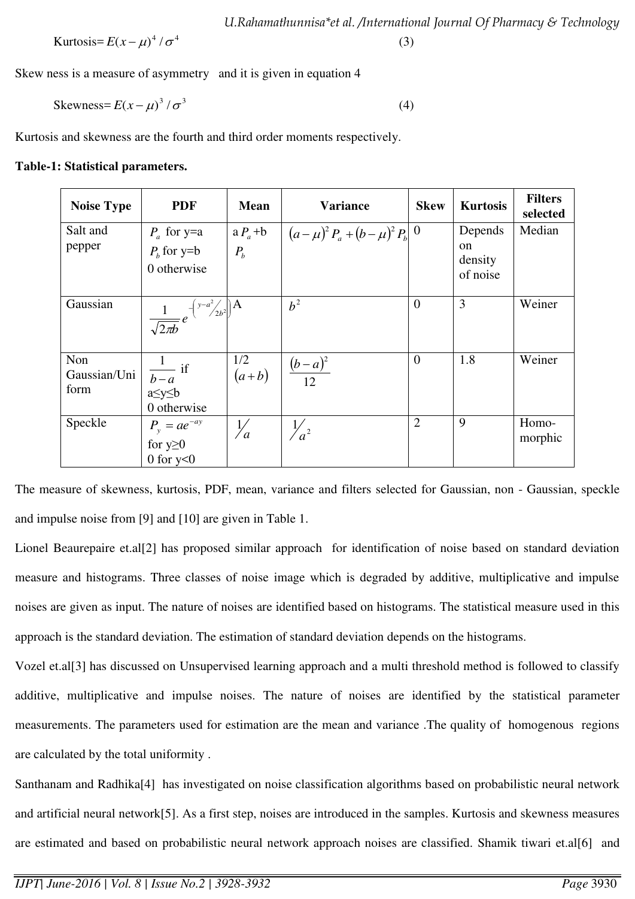Kurtosis= $E(x-\mu)^4/\sigma^4$ (3)

Skew ness is a measure of asymmetry and it is given in equation 4

Skewness= $E(x-\mu)^3/\sigma^3$ (4)

Kurtosis and skewness are the fourth and third order moments respectively.

**Table-1: Statistical parameters.**

| Noise Type | PDF | Mean | Variance | Skew | Kurtosis | Filters selected |
|---|---|---|---|---|---|---|
| Salt and pepper | $P_a$ for y=a<br>$P_b$ for y=b<br>0 otherwise | a $P_a$ +b $P_b$ | $(a-\mu)^2 P_a + (b-\mu)^2 P_b$ | 0 | Depends on density of noise | Median |
| Gaussian | $\frac{1}{\sqrt{2\pi}b} e^{-\left(y-a^2 / 2b^2\right)}$ | A | $b^2$ | 0 | 3 | Weiner |
| Non Gaussian/Uniform | $\frac{1}{b-a}$ if a≤y≤b<br>0 otherwise | 1/2 $(a+b)$ | $\frac{(b-a)^2}{12}$ | 0 | 1.8 | Weiner |
| Speckle | $P_y = ae^{-ay}$<br>for y≥0<br>0 for y<0 | $1/a$ | $1/a^2$ | 2 | 9 | Homo-morphic |

The measure of skewness, kurtosis, PDF, mean, variance and filters selected for Gaussian, non - Gaussian, speckle and impulse noise from [9] and [10] are given in Table 1.

Lionel Beaurepaire et.al[2] has proposed similar approach for identification of noise based on standard deviation measure and histograms. Three classes of noise image which is degraded by additive, multiplicative and impulse noises are given as input. The nature of noises are identified based on histograms. The statistical measure used in this approach is the standard deviation. The estimation of standard deviation depends on the histograms.

Vozel et.al[3] has discussed on Unsupervised learning approach and a multi threshold method is followed to classify additive, multiplicative and impulse noises. The nature of noises are identified by the statistical parameter measurements. The parameters used for estimation are the mean and variance .The quality of homogenous regions are calculated by the total uniformity .

Santhanam and Radhika[4] has investigated on noise classification algorithms based on probabilistic neural network and artificial neural network[5]. As a first step, noises are introduced in the samples. Kurtosis and skewness measures are estimated and based on probabilistic neural network approach noises are classified. Shamik tiwari et.al[6] and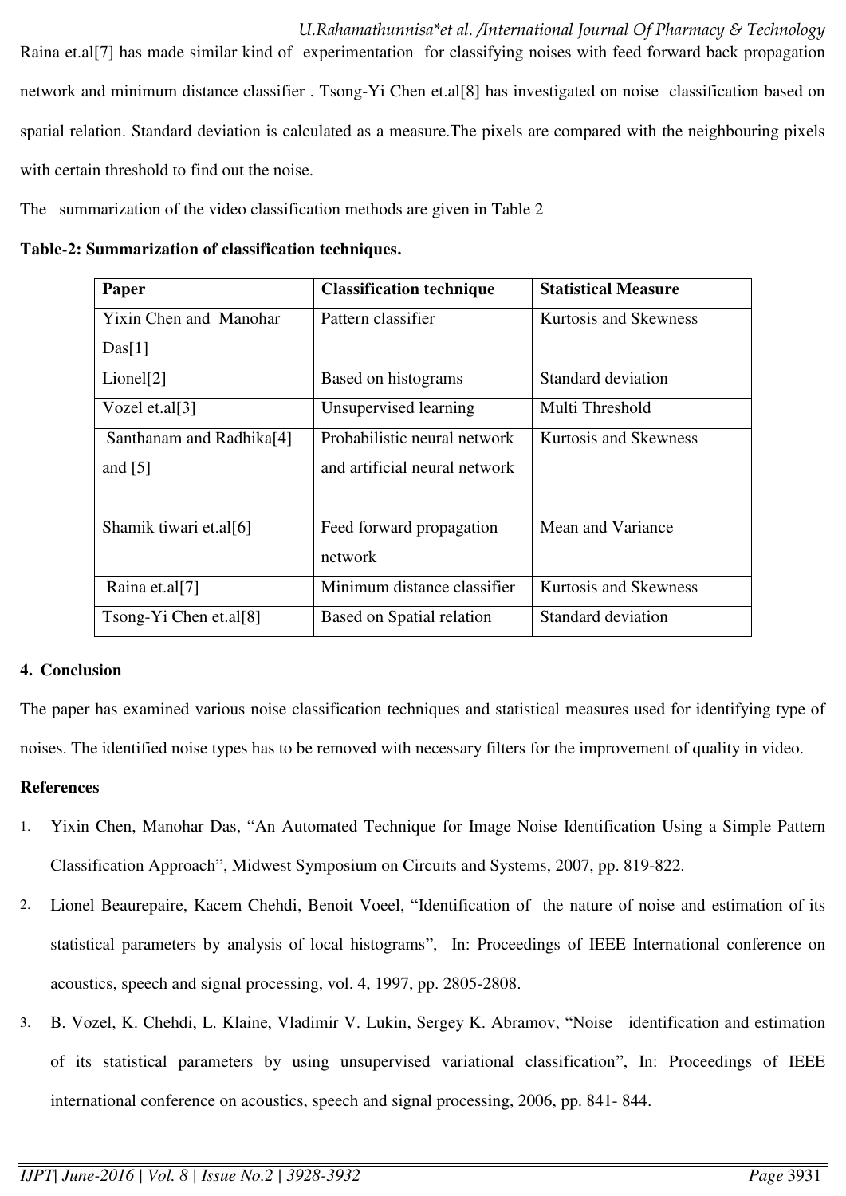Raina et.al[7] has made similar kind of experimentation for classifying noises with feed forward back propagation network and minimum distance classifier . Tsong-Yi Chen et.al[8] has investigated on noise classification based on spatial relation. Standard deviation is calculated as a measure.The pixels are compared with the neighbouring pixels with certain threshold to find out the noise.

The summarization of the video classification methods are given in Table 2

**Table-2: Summarization of classification techniques.**

| Paper | Classification technique | Statistical Measure |
|---|---|---|
| Yixin Chen and Manohar Das[1] | Pattern classifier | Kurtosis and Skewness |
| Lionel[2] | Based on histograms | Standard deviation |
| Vozel et.al[3] | Unsupervised learning | Multi Threshold |
| Santhanam and Radhika[4] and [5] | Probabilistic neural network and artificial neural network | Kurtosis and Skewness |
| Shamik tiwari et.al[6] | Feed forward propagation network | Mean and Variance |
| Raina et.al[7] | Minimum distance classifier | Kurtosis and Skewness |
| Tsong-Yi Chen et.al[8] | Based on Spatial relation | Standard deviation |

## 4. Conclusion

The paper has examined various noise classification techniques and statistical measures used for identifying type of noises. The identified noise types has to be removed with necessary filters for the improvement of quality in video.

## References

1. Yixin Chen, Manohar Das, "An Automated Technique for Image Noise Identification Using a Simple Pattern Classification Approach", Midwest Symposium on Circuits and Systems, 2007, pp. 819-822.
2. Lionel Beaurepaire, Kacem Chehdi, Benoit Voeel, "Identification of the nature of noise and estimation of its statistical parameters by analysis of local histograms", In: Proceedings of IEEE International conference on acoustics, speech and signal processing, vol. 4, 1997, pp. 2805-2808.
3. B. Vozel, K. Chehdi, L. Klaine, Vladimir V. Lukin, Sergey K. Abramov, "Noise identification and estimation of its statistical parameters by using unsupervised variational classification", In: Proceedings of IEEE international conference on acoustics, speech and signal processing, 2006, pp. 841- 844.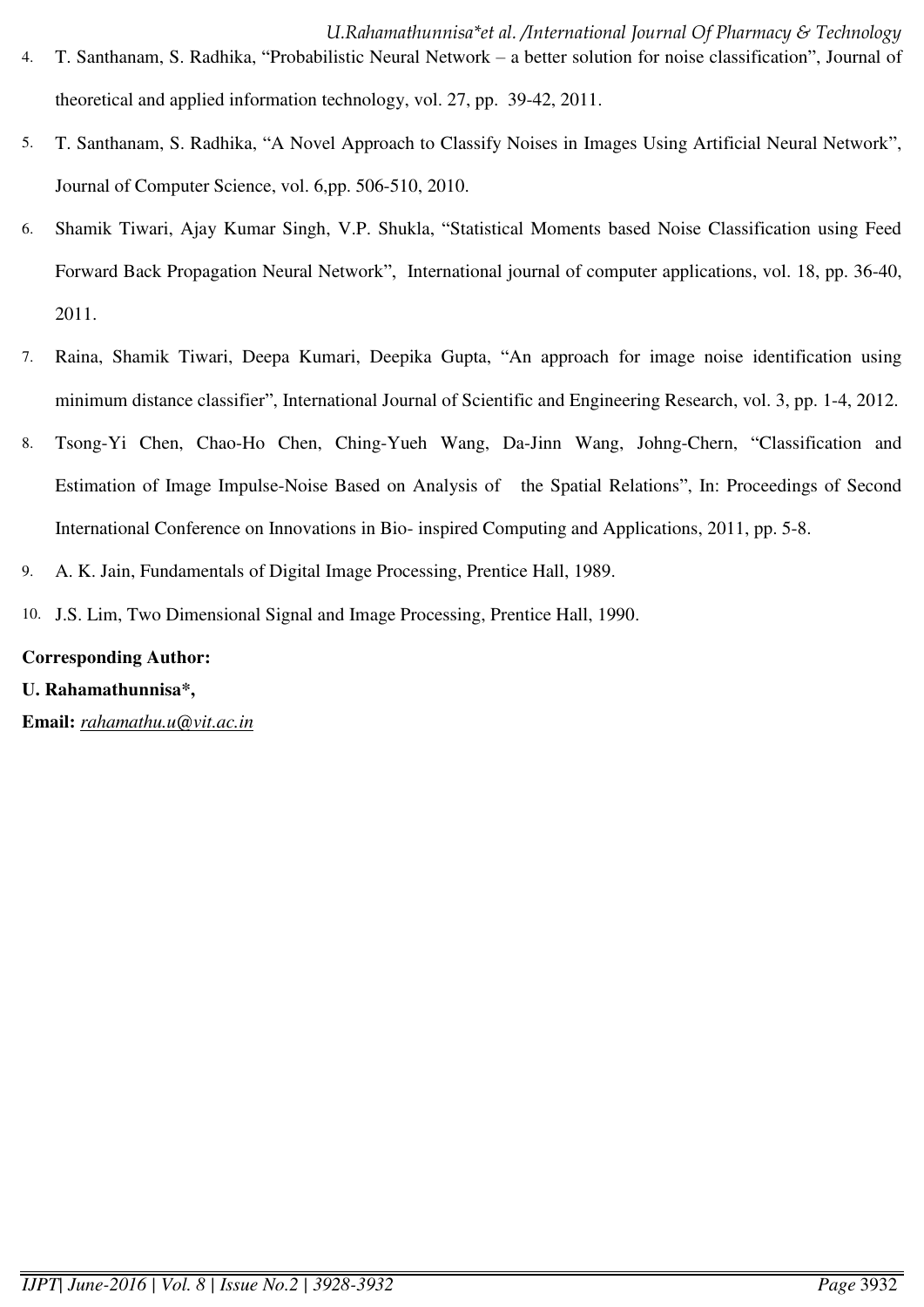4. T. Santhanam, S. Radhika, "Probabilistic Neural Network – a better solution for noise classification", Journal of theoretical and applied information technology, vol. 27, pp. 39-42, 2011.
5. T. Santhanam, S. Radhika, "A Novel Approach to Classify Noises in Images Using Artificial Neural Network", Journal of Computer Science, vol. 6,pp. 506-510, 2010.
6. Shamik Tiwari, Ajay Kumar Singh, V.P. Shukla, "Statistical Moments based Noise Classification using Feed Forward Back Propagation Neural Network", International journal of computer applications, vol. 18, pp. 36-40, 2011.
7. Raina, Shamik Tiwari, Deepa Kumari, Deepika Gupta, "An approach for image noise identification using minimum distance classifier", International Journal of Scientific and Engineering Research, vol. 3, pp. 1-4, 2012.
8. Tsong-Yi Chen, Chao-Ho Chen, Ching-Yueh Wang, Da-Jinn Wang, Johng-Chern, "Classification and Estimation of Image Impulse-Noise Based on Analysis of the Spatial Relations", In: Proceedings of Second International Conference on Innovations in Bio- inspired Computing and Applications, 2011, pp. 5-8.
9. A. K. Jain, Fundamentals of Digital Image Processing, Prentice Hall, 1989.
10. J.S. Lim, Two Dimensional Signal and Image Processing, Prentice Hall, 1990.

**Corresponding Author:**

**U. Rahamathunnisa*,**

**Email:** *rahamathu.u@vit.ac.in*